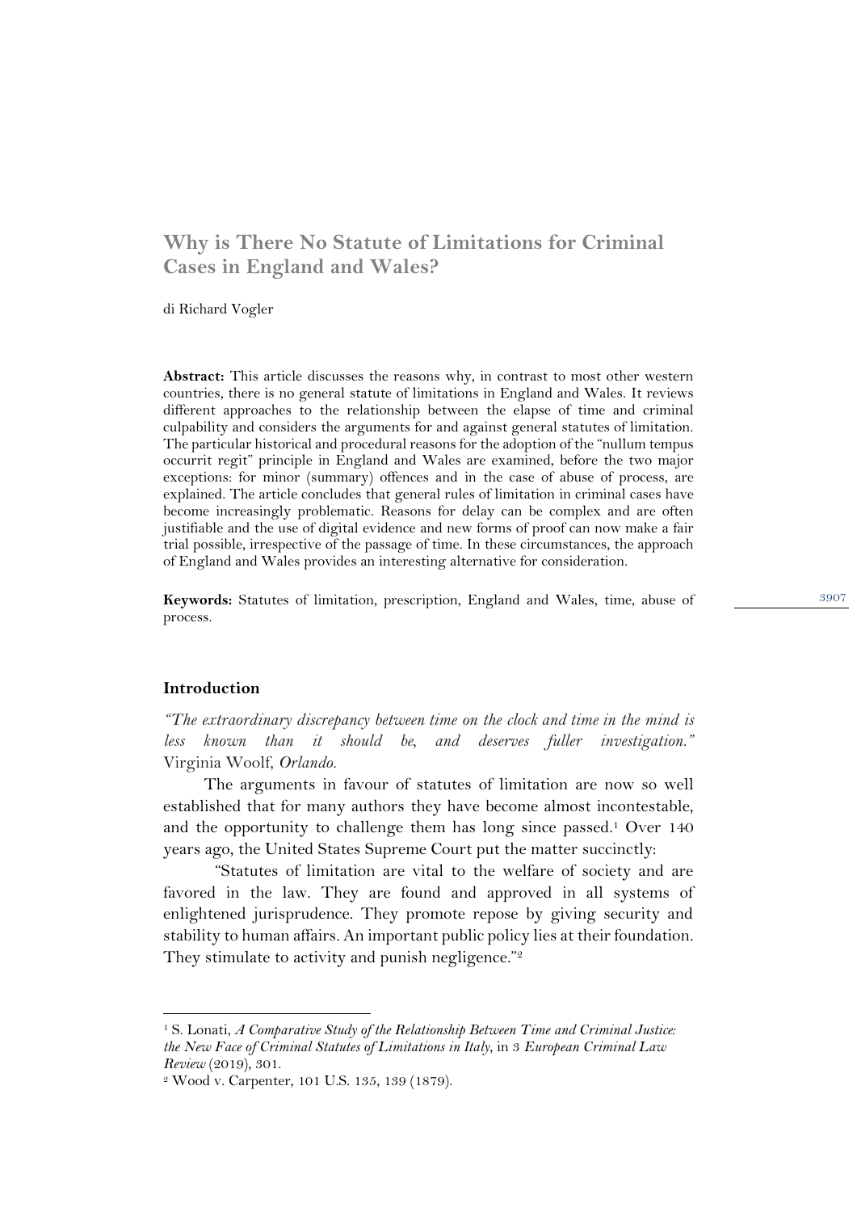# Why is There No Statute of Limitations for Criminal Cases in England and Wales?

di Richard Vogler

**Abstract:** This article discusses the reasons why, in contrast to most other western countries, there is no general statute of limitations in England and Wales. It reviews different approaches to the relationship between the elapse of time and criminal culpability and considers the arguments for and against general statutes of limitation. The particular historical and procedural reasons for the adoption of the "nullum tempus occurrit regit" principle in England and Wales are examined, before the two major exceptions: for minor (summary) offences and in the case of abuse of process, are explained. The article concludes that general rules of limitation in criminal cases have become increasingly problematic. Reasons for delay can be complex and are often justifiable and the use of digital evidence and new forms of proof can now make a fair trial possible, irrespective of the passage of time. In these circumstances, the approach of England and Wales provides an interesting alternative for consideration.

**Keywords:** Statutes of limitation, prescription, England and Wales, time, abuse of process.

## Introduction

*"The extraordinary discrepancy between time on the clock and time in the mind is less known than it should be, and deserves fuller investigation."* Virginia Woolf, *Orlando.*

The arguments in favour of statutes of limitation are now so well established that for many authors they have become almost incontestable, and the opportunity to challenge them has long since passed.[1] Over 140 years ago, the United States Supreme Court put the matter succinctly:

"Statutes of limitation are vital to the welfare of society and are favored in the law. They are found and approved in all systems of enlightened jurisprudence. They promote repose by giving security and stability to human affairs. An important public policy lies at their foundation. They stimulate to activity and punish negligence."[2]

---

[1] S. Lonati, *A Comparative Study of the Relationship Between Time and Criminal Justice: the New Face of Criminal Statutes of Limitations in Italy*, in 3 *European Criminal Law Review* (2019), 301.

[2] Wood v. Carpenter, 101 U.S. 135, 139 (1879).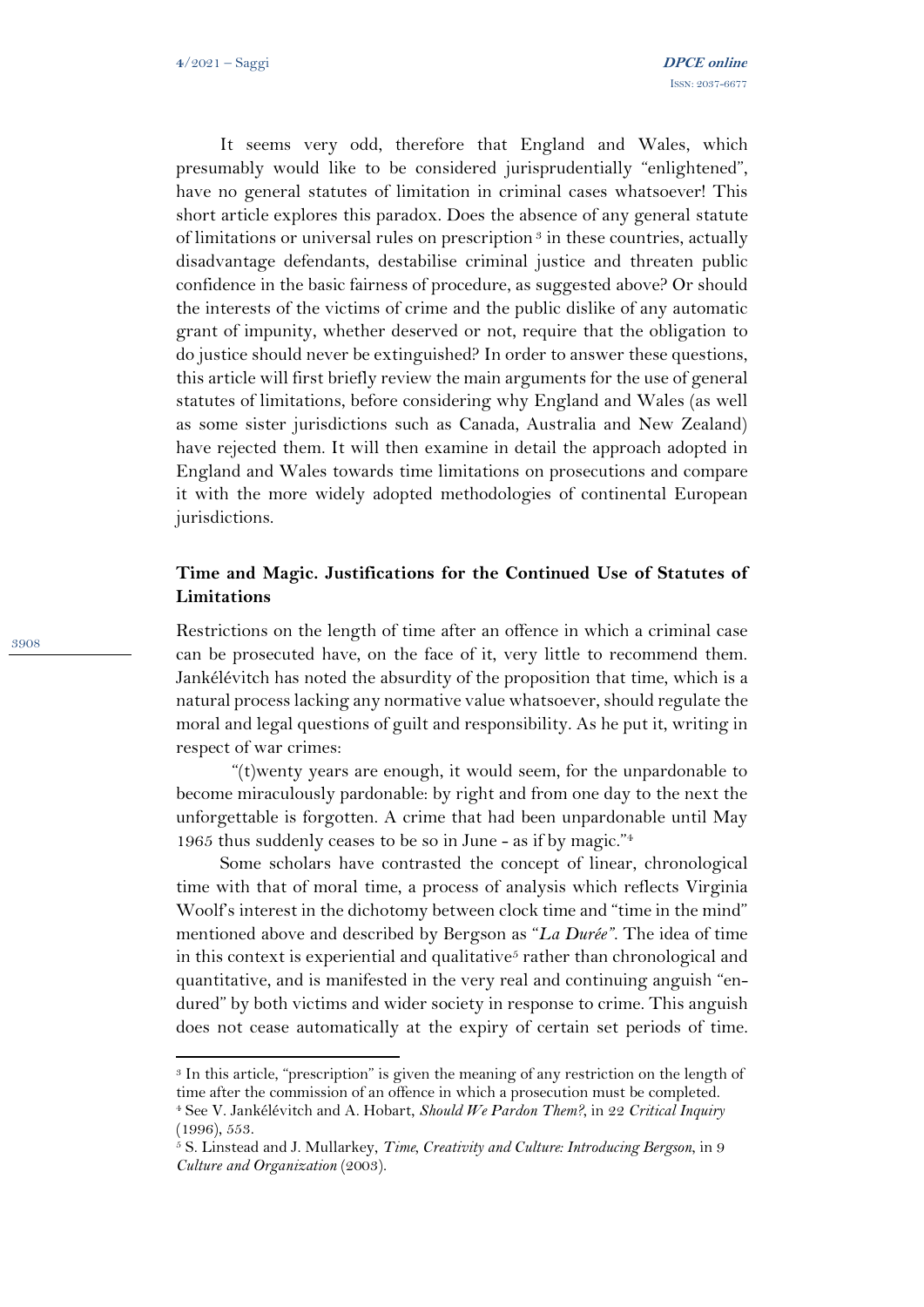It seems very odd, therefore that England and Wales, which presumably would like to be considered jurisprudentially "enlightened", have no general statutes of limitation in criminal cases whatsoever! This short article explores this paradox. Does the absence of any general statute of limitations or universal rules on prescription [3] in these countries, actually disadvantage defendants, destabilise criminal justice and threaten public confidence in the basic fairness of procedure, as suggested above? Or should the interests of the victims of crime and the public dislike of any automatic grant of impunity, whether deserved or not, require that the obligation to do justice should never be extinguished? In order to answer these questions, this article will first briefly review the main arguments for the use of general statutes of limitations, before considering why England and Wales (as well as some sister jurisdictions such as Canada, Australia and New Zealand) have rejected them. It will then examine in detail the approach adopted in England and Wales towards time limitations on prosecutions and compare it with the more widely adopted methodologies of continental European jurisdictions.

## Time and Magic. Justifications for the Continued Use of Statutes of Limitations

Restrictions on the length of time after an offence in which a criminal case can be prosecuted have, on the face of it, very little to recommend them. Jankélévitch has noted the absurdity of the proposition that time, which is a natural process lacking any normative value whatsoever, should regulate the moral and legal questions of guilt and responsibility. As he put it, writing in respect of war crimes:

"(t)wenty years are enough, it would seem, for the unpardonable to become miraculously pardonable: by right and from one day to the next the unforgettable is forgotten. A crime that had been unpardonable until May 1965 thus suddenly ceases to be so in June - as if by magic."[4]

Some scholars have contrasted the concept of linear, chronological time with that of moral time, a process of analysis which reflects Virginia Woolf's interest in the dichotomy between clock time and "time in the mind" mentioned above and described by Bergson as "*La Durée*". The idea of time in this context is experiential and qualitative[5] rather than chronological and quantitative, and is manifested in the very real and continuing anguish "endured" by both victims and wider society in response to crime. This anguish does not cease automatically at the expiry of certain set periods of time.

[3] In this article, "prescription" is given the meaning of any restriction on the length of time after the commission of an offence in which a prosecution must be completed.

[4] See V. Jankélévitch and A. Hobart, *Should We Pardon Them?*, in 22 *Critical Inquiry* (1996), 553.

[5] S. Linstead and J. Mullarkey, *Time, Creativity and Culture: Introducing Bergson*, in 9 *Culture and Organization* (2003).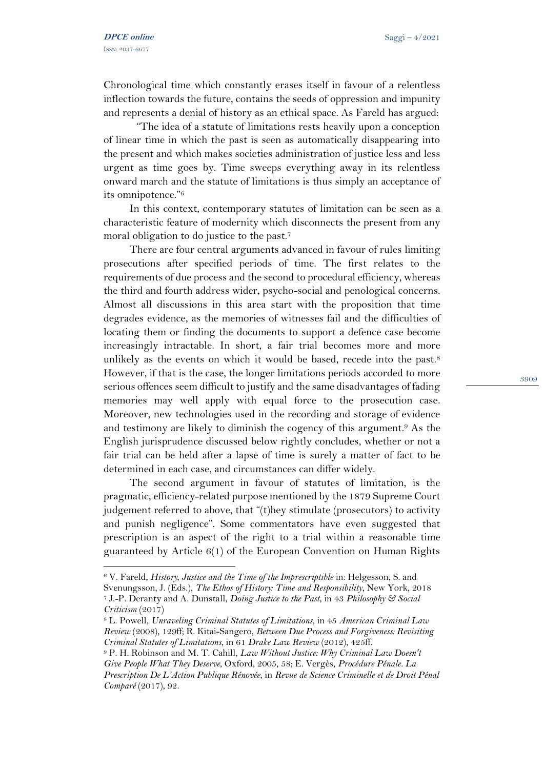Chronological time which constantly erases itself in favour of a relentless inflection towards the future, contains the seeds of oppression and impunity and represents a denial of history as an ethical space. As Fareld has argued:

"The idea of a statute of limitations rests heavily upon a conception of linear time in which the past is seen as automatically disappearing into the present and which makes societies administration of justice less and less urgent as time goes by. Time sweeps everything away in its relentless onward march and the statute of limitations is thus simply an acceptance of its omnipotence."[6]

In this context, contemporary statutes of limitation can be seen as a characteristic feature of modernity which disconnects the present from any moral obligation to do justice to the past.[7]

There are four central arguments advanced in favour of rules limiting prosecutions after specified periods of time. The first relates to the requirements of due process and the second to procedural efficiency, whereas the third and fourth address wider, psycho-social and penological concerns. Almost all discussions in this area start with the proposition that time degrades evidence, as the memories of witnesses fail and the difficulties of locating them or finding the documents to support a defence case become increasingly intractable. In short, a fair trial becomes more and more unlikely as the events on which it would be based, recede into the past.[8] However, if that is the case, the longer limitations periods accorded to more serious offences seem difficult to justify and the same disadvantages of fading memories may well apply with equal force to the prosecution case. Moreover, new technologies used in the recording and storage of evidence and testimony are likely to diminish the cogency of this argument.[9] As the English jurisprudence discussed below rightly concludes, whether or not a fair trial can be held after a lapse of time is surely a matter of fact to be determined in each case, and circumstances can differ widely.

The second argument in favour of statutes of limitation, is the pragmatic, efficiency-related purpose mentioned by the 1879 Supreme Court judgement referred to above, that "(t)hey stimulate (prosecutors) to activity and punish negligence". Some commentators have even suggested that prescription is an aspect of the right to a trial within a reasonable time guaranteed by Article 6(1) of the European Convention on Human Rights

---

[6] V. Fareld, *History, Justice and the Time of the Imprescriptible* in: Helgesson, S. and Svenungsson, J. (Eds.), *The Ethos of History: Time and Responsibility*, New York, 2018

[7] J.-P. Deranty and A. Dunstall, *Doing Justice to the Past*, in 43 *Philosophy & Social Criticism* (2017)

[8] L. Powell, *Unraveling Criminal Statutes of Limitations*, in 45 *American Criminal Law Review* (2008), 129ff; R. Kitai-Sangero, *Between Due Process and Forgiveness: Revisiting Criminal Statutes of Limitations*, in 61 *Drake Law Review* (2012), 425ff.

[9] P. H. Robinson and M. T. Cahill, *Law Without Justice: Why Criminal Law Doesn't Give People What They Deserve*, Oxford, 2005, 58; E. Vergès, *Procédure Pénale. La Prescription De L'Action Publique Rénovée*, in *Revue de Science Criminelle et de Droit Pénal Comparé* (2017), 92.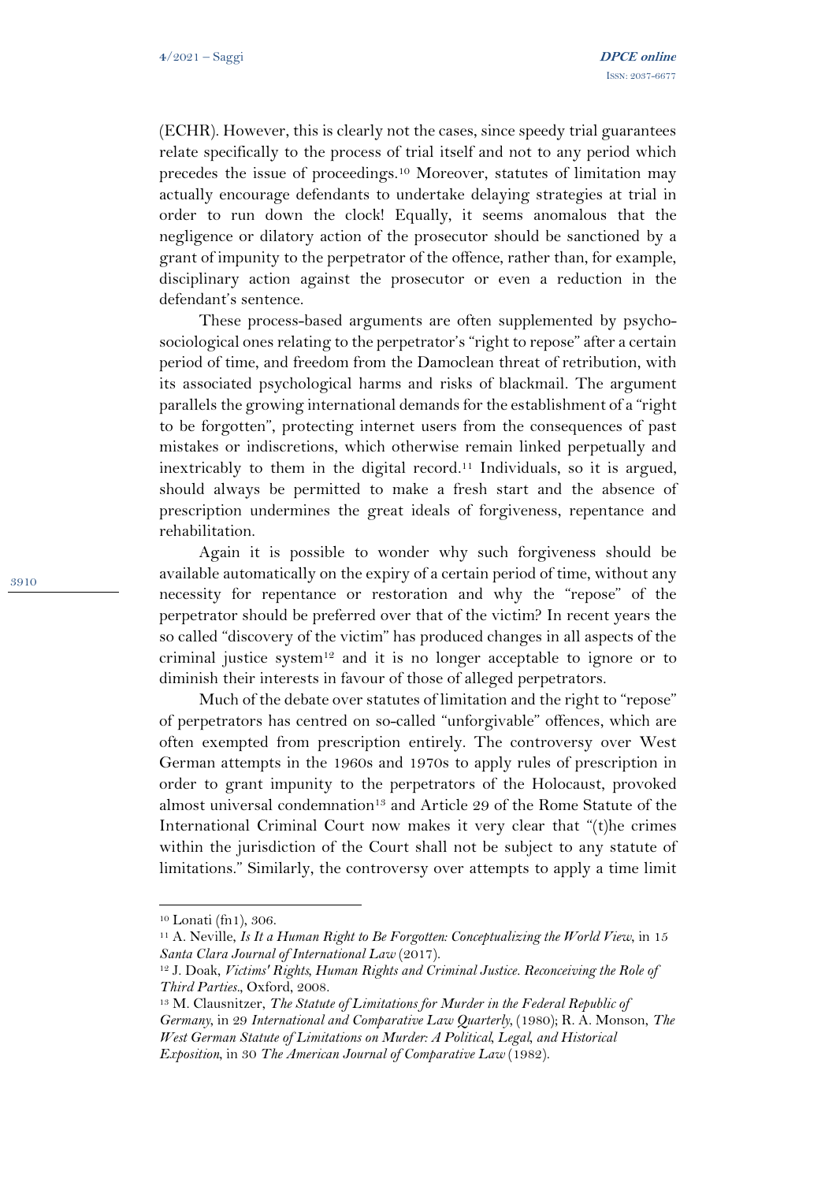(ECHR). However, this is clearly not the cases, since speedy trial guarantees relate specifically to the process of trial itself and not to any period which precedes the issue of proceedings.[10] Moreover, statutes of limitation may actually encourage defendants to undertake delaying strategies at trial in order to run down the clock! Equally, it seems anomalous that the negligence or dilatory action of the prosecutor should be sanctioned by a grant of impunity to the perpetrator of the offence, rather than, for example, disciplinary action against the prosecutor or even a reduction in the defendant's sentence.

These process-based arguments are often supplemented by psycho-sociological ones relating to the perpetrator's "right to repose" after a certain period of time, and freedom from the Damoclean threat of retribution, with its associated psychological harms and risks of blackmail. The argument parallels the growing international demands for the establishment of a "right to be forgotten", protecting internet users from the consequences of past mistakes or indiscretions, which otherwise remain linked perpetually and inextricably to them in the digital record.[11] Individuals, so it is argued, should always be permitted to make a fresh start and the absence of prescription undermines the great ideals of forgiveness, repentance and rehabilitation.

Again it is possible to wonder why such forgiveness should be available automatically on the expiry of a certain period of time, without any necessity for repentance or restoration and why the "repose" of the perpetrator should be preferred over that of the victim? In recent years the so called "discovery of the victim" has produced changes in all aspects of the criminal justice system[12] and it is no longer acceptable to ignore or to diminish their interests in favour of those of alleged perpetrators.

Much of the debate over statutes of limitation and the right to "repose" of perpetrators has centred on so-called "unforgivable" offences, which are often exempted from prescription entirely. The controversy over West German attempts in the 1960s and 1970s to apply rules of prescription in order to grant impunity to the perpetrators of the Holocaust, provoked almost universal condemnation[13] and Article 29 of the Rome Statute of the International Criminal Court now makes it very clear that "(t)he crimes within the jurisdiction of the Court shall not be subject to any statute of limitations." Similarly, the controversy over attempts to apply a time limit

---

[10] Lonati (fn1), 306.

[11] A. Neville, *Is It a Human Right to Be Forgotten: Conceptualizing the World View*, in 15 *Santa Clara Journal of International Law* (2017).

[12] J. Doak, *Victims' Rights, Human Rights and Criminal Justice. Reconceiving the Role of Third Parties.*, Oxford, 2008.

[13] M. Clausnitzer, *The Statute of Limitations for Murder in the Federal Republic of Germany*, in 29 *International and Comparative Law Quarterly*, (1980); R. A. Monson, *The West German Statute of Limitations on Murder: A Political, Legal, and Historical Exposition*, in 30 *The American Journal of Comparative Law* (1982).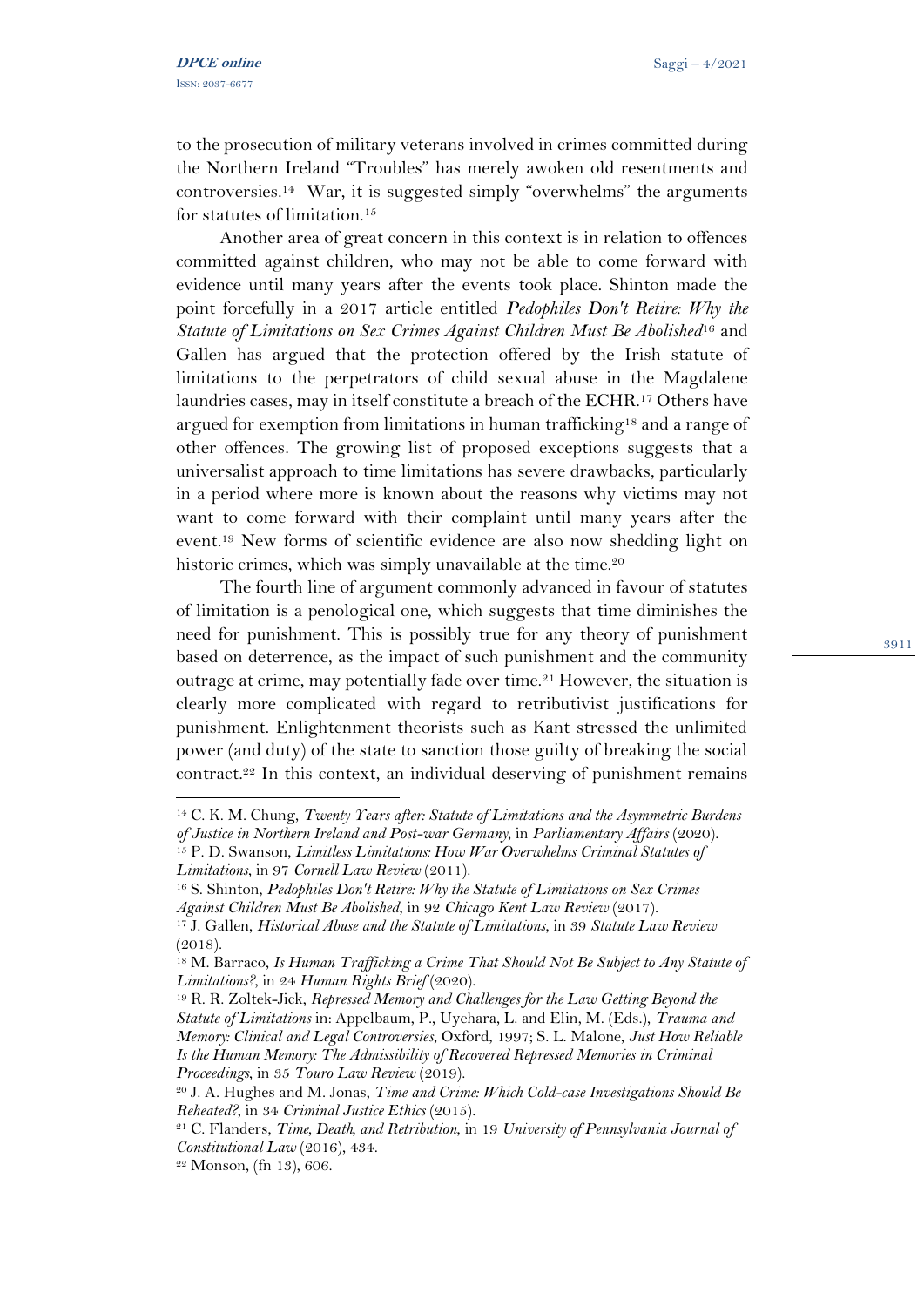to the prosecution of military veterans involved in crimes committed during the Northern Ireland "Troubles" has merely awoken old resentments and controversies.[14] War, it is suggested simply "overwhelms" the arguments for statutes of limitation.[15]

Another area of great concern in this context is in relation to offences committed against children, who may not be able to come forward with evidence until many years after the events took place. Shinton made the point forcefully in a 2017 article entitled *Pedophiles Don't Retire: Why the Statute of Limitations on Sex Crimes Against Children Must Be Abolished*[16] and Gallen has argued that the protection offered by the Irish statute of limitations to the perpetrators of child sexual abuse in the Magdalene laundries cases, may in itself constitute a breach of the ECHR.[17] Others have argued for exemption from limitations in human trafficking[18] and a range of other offences. The growing list of proposed exceptions suggests that a universalist approach to time limitations has severe drawbacks, particularly in a period where more is known about the reasons why victims may not want to come forward with their complaint until many years after the event.[19] New forms of scientific evidence are also now shedding light on historic crimes, which was simply unavailable at the time.[20]

The fourth line of argument commonly advanced in favour of statutes of limitation is a penological one, which suggests that time diminishes the need for punishment. This is possibly true for any theory of punishment based on deterrence, as the impact of such punishment and the community outrage at crime, may potentially fade over time.[21] However, the situation is clearly more complicated with regard to retributivist justifications for punishment. Enlightenment theorists such as Kant stressed the unlimited power (and duty) of the state to sanction those guilty of breaking the social contract.[22] In this context, an individual deserving of punishment remains

---

[14] C. K. M. Chung, *Twenty Years after: Statute of Limitations and the Asymmetric Burdens of Justice in Northern Ireland and Post-war Germany*, in *Parliamentary Affairs* (2020).

[15] P. D. Swanson, *Limitless Limitations: How War Overwhelms Criminal Statutes of Limitations*, in 97 *Cornell Law Review* (2011).

[16] S. Shinton, *Pedophiles Don't Retire: Why the Statute of Limitations on Sex Crimes Against Children Must Be Abolished*, in 92 *Chicago Kent Law Review* (2017).

[17] J. Gallen, *Historical Abuse and the Statute of Limitations*, in 39 *Statute Law Review* (2018).

[18] M. Barraco, *Is Human Trafficking a Crime That Should Not Be Subject to Any Statute of Limitations?*, in 24 *Human Rights Brief* (2020).

[19] R. R. Zoltek-Jick, *Repressed Memory and Challenges for the Law Getting Beyond the Statute of Limitations* in: Appelbaum, P., Uyehara, L. and Elin, M. (Eds.), *Trauma and Memory: Clinical and Legal Controversies*, Oxford, 1997; S. L. Malone, *Just How Reliable Is the Human Memory: The Admissibility of Recovered Repressed Memories in Criminal Proceedings*, in 35 *Touro Law Review* (2019).

[20] J. A. Hughes and M. Jonas, *Time and Crime: Which Cold-case Investigations Should Be Reheated?*, in 34 *Criminal Justice Ethics* (2015).

[21] C. Flanders, *Time, Death, and Retribution*, in 19 *University of Pennsylvania Journal of Constitutional Law* (2016), 434.

[22] Monson, (fn 13), 606.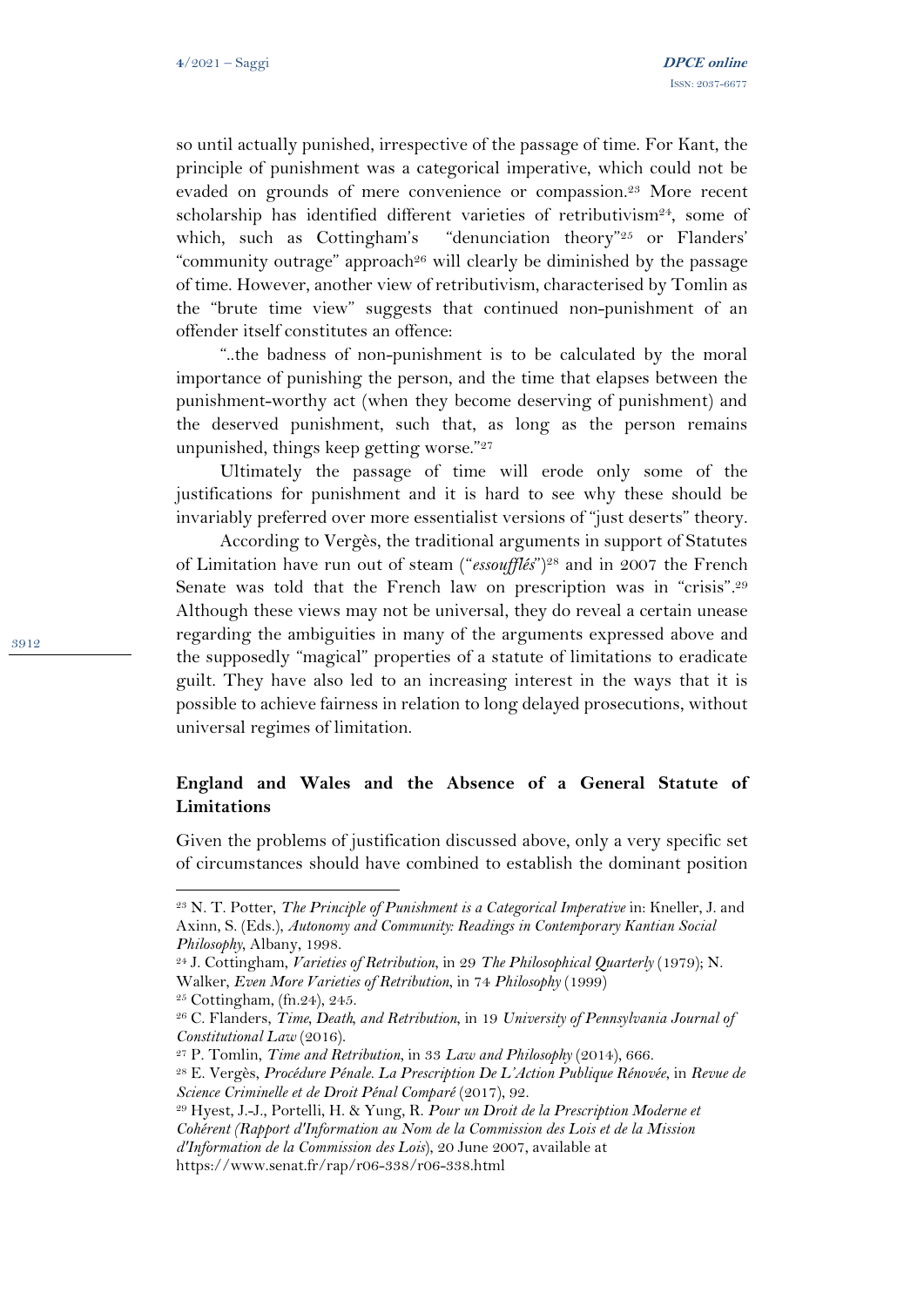so until actually punished, irrespective of the passage of time. For Kant, the principle of punishment was a categorical imperative, which could not be evaded on grounds of mere convenience or compassion.[23] More recent scholarship has identified different varieties of retributivism[24], some of which, such as Cottingham's "denunciation theory"[25] or Flanders' "community outrage" approach[26] will clearly be diminished by the passage of time. However, another view of retributivism, characterised by Tomlin as the "brute time view" suggests that continued non-punishment of an offender itself constitutes an offence:

"..the badness of non-punishment is to be calculated by the moral importance of punishing the person, and the time that elapses between the punishment-worthy act (when they become deserving of punishment) and the deserved punishment, such that, as long as the person remains unpunished, things keep getting worse."[27]

Ultimately the passage of time will erode only some of the justifications for punishment and it is hard to see why these should be invariably preferred over more essentialist versions of "just deserts" theory.

According to Vergès, the traditional arguments in support of Statutes of Limitation have run out of steam ("*essoufflés*")[28] and in 2007 the French Senate was told that the French law on prescription was in "crisis".[29] Although these views may not be universal, they do reveal a certain unease regarding the ambiguities in many of the arguments expressed above and the supposedly "magical" properties of a statute of limitations to eradicate guilt. They have also led to an increasing interest in the ways that it is possible to achieve fairness in relation to long delayed prosecutions, without universal regimes of limitation.

## England and Wales and the Absence of a General Statute of Limitations

Given the problems of justification discussed above, only a very specific set of circumstances should have combined to establish the dominant position

---

[23] N. T. Potter, *The Principle of Punishment is a Categorical Imperative* in: Kneller, J. and Axinn, S. (Eds.), *Autonomy and Community: Readings in Contemporary Kantian Social Philosophy*, Albany, 1998.

[24] J. Cottingham, *Varieties of Retribution*, in 29 *The Philosophical Quarterly* (1979); N. Walker, *Even More Varieties of Retribution*, in 74 *Philosophy* (1999)

[25] Cottingham, (fn.24), 245.

[26] C. Flanders, *Time, Death, and Retribution*, in 19 *University of Pennsylvania Journal of Constitutional Law* (2016).

[27] P. Tomlin, *Time and Retribution*, in 33 *Law and Philosophy* (2014), 666.

[28] E. Vergès, *Procédure Pénale. La Prescription De L'Action Publique Rénovée*, in *Revue de Science Criminelle et de Droit Pénal Comparé* (2017), 92.

[29] Hyest, J.-J., Portelli, H. & Yung, R. *Pour un Droit de la Prescription Moderne et Cohérent (Rapport d'Information au Nom de la Commission des Lois et de la Mission d'Information de la Commission des Lois*), 20 June 2007, available at https://www.senat.fr/rap/r06-338/r06-338.html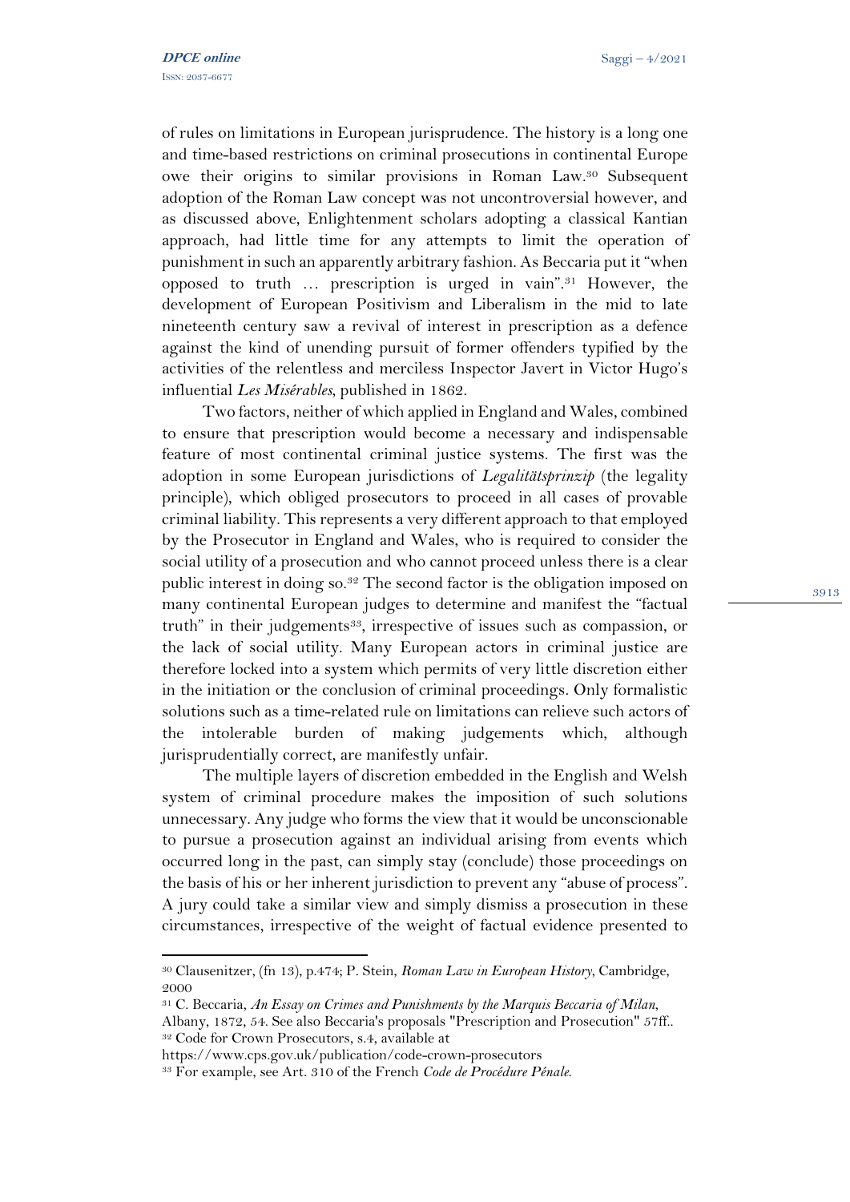of rules on limitations in European jurisprudence. The history is a long one and time-based restrictions on criminal prosecutions in continental Europe owe their origins to similar provisions in Roman Law.[30] Subsequent adoption of the Roman Law concept was not uncontroversial however, and as discussed above, Enlightenment scholars adopting a classical Kantian approach, had little time for any attempts to limit the operation of punishment in such an apparently arbitrary fashion. As Beccaria put it "when opposed to truth … prescription is urged in vain".[31] However, the development of European Positivism and Liberalism in the mid to late nineteenth century saw a revival of interest in prescription as a defence against the kind of unending pursuit of former offenders typified by the activities of the relentless and merciless Inspector Javert in Victor Hugo's influential *Les Misérables*, published in 1862.

Two factors, neither of which applied in England and Wales, combined to ensure that prescription would become a necessary and indispensable feature of most continental criminal justice systems. The first was the adoption in some European jurisdictions of *Legalitätsprinzip* (the legality principle), which obliged prosecutors to proceed in all cases of provable criminal liability. This represents a very different approach to that employed by the Prosecutor in England and Wales, who is required to consider the social utility of a prosecution and who cannot proceed unless there is a clear public interest in doing so.[32] The second factor is the obligation imposed on many continental European judges to determine and manifest the "factual truth" in their judgements[33], irrespective of issues such as compassion, or the lack of social utility. Many European actors in criminal justice are therefore locked into a system which permits of very little discretion either in the initiation or the conclusion of criminal proceedings. Only formalistic solutions such as a time-related rule on limitations can relieve such actors of the intolerable burden of making judgements which, although jurisprudentially correct, are manifestly unfair.

The multiple layers of discretion embedded in the English and Welsh system of criminal procedure makes the imposition of such solutions unnecessary. Any judge who forms the view that it would be unconscionable to pursue a prosecution against an individual arising from events which occurred long in the past, can simply stay (conclude) those proceedings on the basis of his or her inherent jurisdiction to prevent any "abuse of process". A jury could take a similar view and simply dismiss a prosecution in these circumstances, irrespective of the weight of factual evidence presented to

---

[30] Clausenitzer, (fn 13), p.474; P. Stein, *Roman Law in European History*, Cambridge, 2000

[31] C. Beccaria, *An Essay on Crimes and Punishments by the Marquis Beccaria of Milan*, Albany, 1872, 54. See also Beccaria's proposals "Prescription and Prosecution" 57ff..

[32] Code for Crown Prosecutors, s.4, available at https://www.cps.gov.uk/publication/code-crown-prosecutors

[33] For example, see Art. 310 of the French *Code de Procédure Pénale.*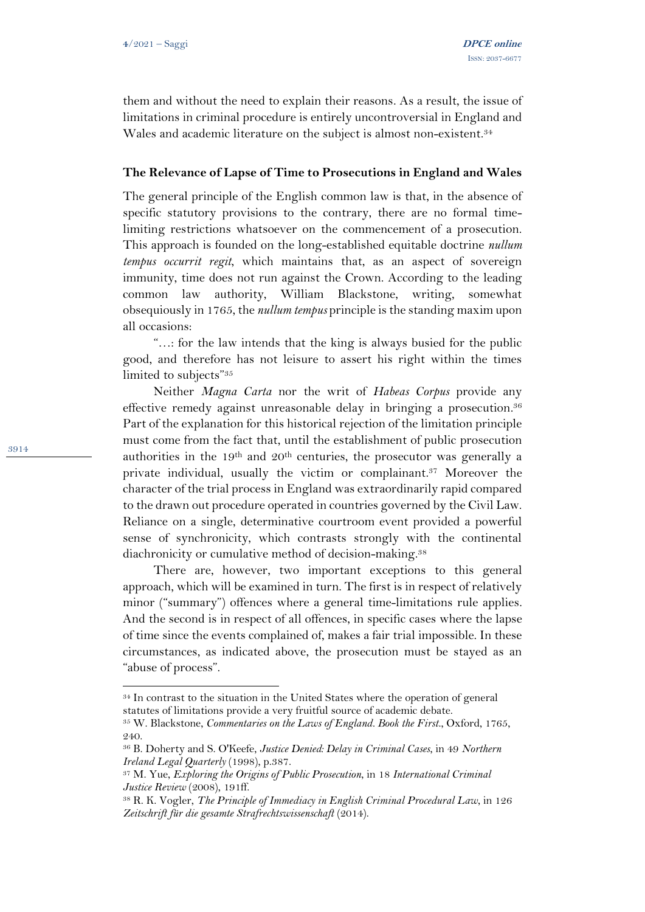them and without the need to explain their reasons. As a result, the issue of limitations in criminal procedure is entirely uncontroversial in England and Wales and academic literature on the subject is almost non-existent.[34]

**The Relevance of Lapse of Time to Prosecutions in England and Wales**

The general principle of the English common law is that, in the absence of specific statutory provisions to the contrary, there are no formal time-limiting restrictions whatsoever on the commencement of a prosecution. This approach is founded on the long-established equitable doctrine *nullum tempus occurrit regit*, which maintains that, as an aspect of sovereign immunity, time does not run against the Crown. According to the leading common law authority, William Blackstone, writing, somewhat obsequiously in 1765, the *nullum tempus* principle is the standing maxim upon all occasions:

"…: for the law intends that the king is always busied for the public good, and therefore has not leisure to assert his right within the times limited to subjects"[35]

Neither *Magna Carta* nor the writ of *Habeas Corpus* provide any effective remedy against unreasonable delay in bringing a prosecution.[36] Part of the explanation for this historical rejection of the limitation principle must come from the fact that, until the establishment of public prosecution authorities in the 19th and 20th centuries, the prosecutor was generally a private individual, usually the victim or complainant.[37] Moreover the character of the trial process in England was extraordinarily rapid compared to the drawn out procedure operated in countries governed by the Civil Law. Reliance on a single, determinative courtroom event provided a powerful sense of synchronicity, which contrasts strongly with the continental diachronicity or cumulative method of decision-making.[38]

There are, however, two important exceptions to this general approach, which will be examined in turn. The first is in respect of relatively minor ("summary") offences where a general time-limitations rule applies. And the second is in respect of all offences, in specific cases where the lapse of time since the events complained of, makes a fair trial impossible. In these circumstances, as indicated above, the prosecution must be stayed as an "abuse of process".

---

[34] In contrast to the situation in the United States where the operation of general statutes of limitations provide a very fruitful source of academic debate.

[35] W. Blackstone, *Commentaries on the Laws of England. Book the First*., Oxford, 1765, 240.

[36] B. Doherty and S. O'Keefe, *Justice Denied: Delay in Criminal Cases*, in 49 *Northern Ireland Legal Quarterly* (1998), p.387.

[37] M. Yue, *Exploring the Origins of Public Prosecution*, in 18 *International Criminal Justice Review* (2008), 191ff.

[38] R. K. Vogler, *The Principle of Immediacy in English Criminal Procedural Law*, in 126 *Zeitschrift für die gesamte Strafrechtswissenschaft* (2014).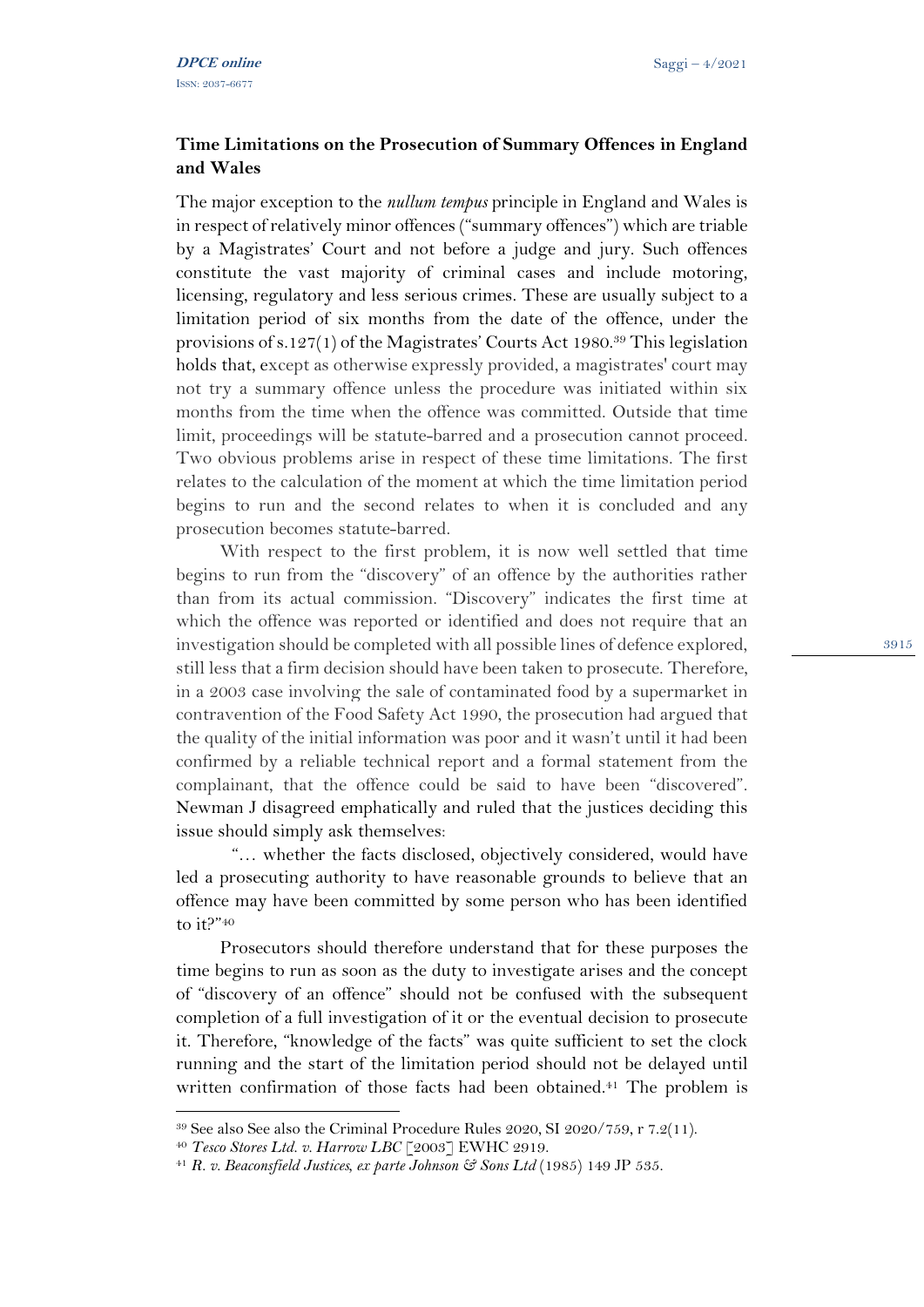## Time Limitations on the Prosecution of Summary Offences in England and Wales

The major exception to the *nullum tempus* principle in England and Wales is in respect of relatively minor offences ("summary offences") which are triable by a Magistrates' Court and not before a judge and jury. Such offences constitute the vast majority of criminal cases and include motoring, licensing, regulatory and less serious crimes. These are usually subject to a limitation period of six months from the date of the offence, under the provisions of s.127(1) of the Magistrates' Courts Act 1980.[39] This legislation holds that, except as otherwise expressly provided, a magistrates' court may not try a summary offence unless the procedure was initiated within six months from the time when the offence was committed. Outside that time limit, proceedings will be statute-barred and a prosecution cannot proceed. Two obvious problems arise in respect of these time limitations. The first relates to the calculation of the moment at which the time limitation period begins to run and the second relates to when it is concluded and any prosecution becomes statute-barred.

With respect to the first problem, it is now well settled that time begins to run from the "discovery" of an offence by the authorities rather than from its actual commission. "Discovery" indicates the first time at which the offence was reported or identified and does not require that an investigation should be completed with all possible lines of defence explored, still less that a firm decision should have been taken to prosecute. Therefore, in a 2003 case involving the sale of contaminated food by a supermarket in contravention of the Food Safety Act 1990, the prosecution had argued that the quality of the initial information was poor and it wasn't until it had been confirmed by a reliable technical report and a formal statement from the complainant, that the offence could be said to have been "discovered". Newman J disagreed emphatically and ruled that the justices deciding this issue should simply ask themselves:

"… whether the facts disclosed, objectively considered, would have led a prosecuting authority to have reasonable grounds to believe that an offence may have been committed by some person who has been identified to it?"[40]

Prosecutors should therefore understand that for these purposes the time begins to run as soon as the duty to investigate arises and the concept of "discovery of an offence" should not be confused with the subsequent completion of a full investigation of it or the eventual decision to prosecute it. Therefore, "knowledge of the facts" was quite sufficient to set the clock running and the start of the limitation period should not be delayed until written confirmation of those facts had been obtained.[41] The problem is

---

[39] See also See also the Criminal Procedure Rules 2020, SI 2020/759, r 7.2(11).

[40] *Tesco Stores Ltd. v. Harrow LBC* [2003] EWHC 2919.

[41] *R. v. Beaconsfield Justices, ex parte Johnson & Sons Ltd* (1985) 149 JP 535.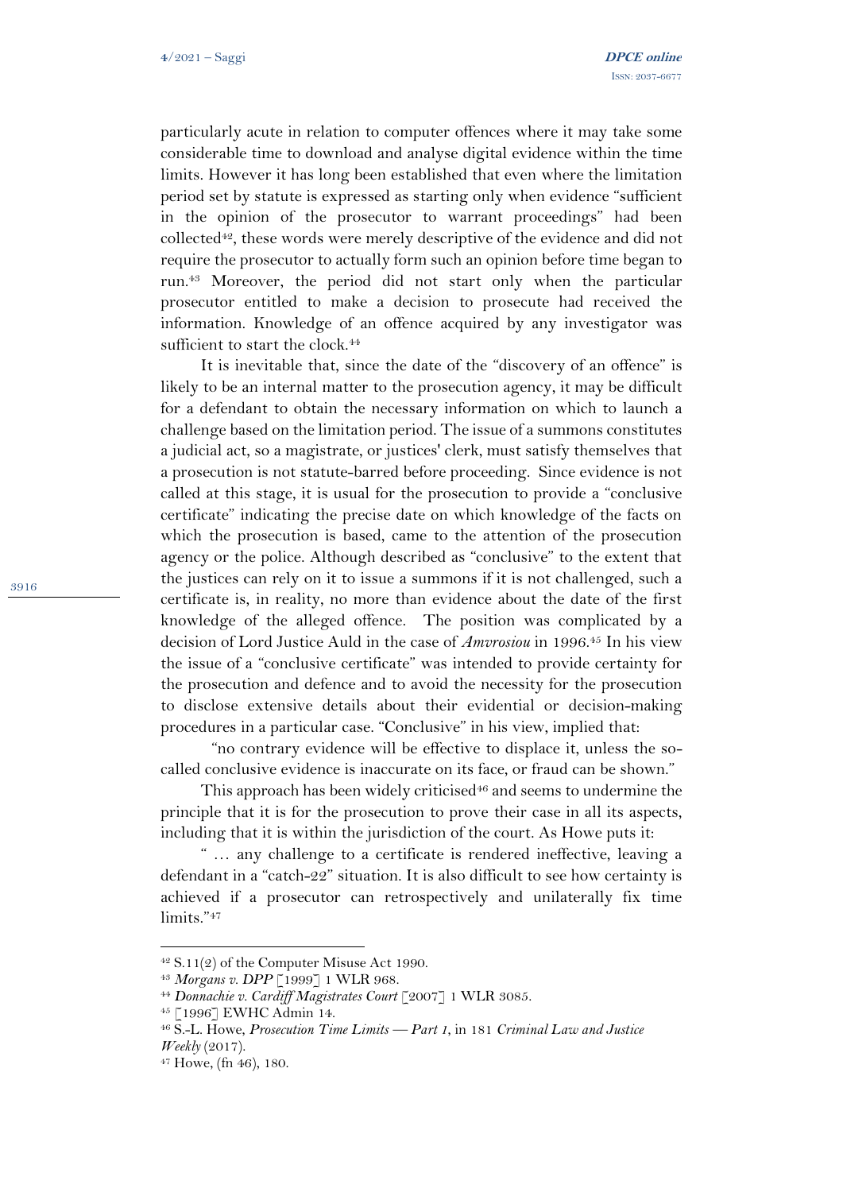particularly acute in relation to computer offences where it may take some considerable time to download and analyse digital evidence within the time limits. However it has long been established that even where the limitation period set by statute is expressed as starting only when evidence "sufficient in the opinion of the prosecutor to warrant proceedings" had been collected[42], these words were merely descriptive of the evidence and did not require the prosecutor to actually form such an opinion before time began to run.[43] Moreover, the period did not start only when the particular prosecutor entitled to make a decision to prosecute had received the information. Knowledge of an offence acquired by any investigator was sufficient to start the clock.[44]

It is inevitable that, since the date of the "discovery of an offence" is likely to be an internal matter to the prosecution agency, it may be difficult for a defendant to obtain the necessary information on which to launch a challenge based on the limitation period. The issue of a summons constitutes a judicial act, so a magistrate, or justices' clerk, must satisfy themselves that a prosecution is not statute-barred before proceeding. Since evidence is not called at this stage, it is usual for the prosecution to provide a "conclusive certificate" indicating the precise date on which knowledge of the facts on which the prosecution is based, came to the attention of the prosecution agency or the police. Although described as "conclusive" to the extent that the justices can rely on it to issue a summons if it is not challenged, such a certificate is, in reality, no more than evidence about the date of the first knowledge of the alleged offence. The position was complicated by a decision of Lord Justice Auld in the case of *Amvrosiou* in 1996.[45] In his view the issue of a "conclusive certificate" was intended to provide certainty for the prosecution and defence and to avoid the necessity for the prosecution to disclose extensive details about their evidential or decision-making procedures in a particular case. "Conclusive" in his view, implied that:

"no contrary evidence will be effective to displace it, unless the so-called conclusive evidence is inaccurate on its face, or fraud can be shown."

This approach has been widely criticised[46] and seems to undermine the principle that it is for the prosecution to prove their case in all its aspects, including that it is within the jurisdiction of the court. As Howe puts it:

" … any challenge to a certificate is rendered ineffective, leaving a defendant in a "catch-22" situation. It is also difficult to see how certainty is achieved if a prosecutor can retrospectively and unilaterally fix time limits."[47]

---

[42] S.11(2) of the Computer Misuse Act 1990.

[43] *Morgans v. DPP* [1999] 1 WLR 968.

[44] *Donnachie v. Cardiff Magistrates Court* [2007] 1 WLR 3085.

[45] [1996] EWHC Admin 14.

[46] S.-L. Howe, *Prosecution Time Limits — Part 1*, in 181 *Criminal Law and Justice Weekly* (2017).

[47] Howe, (fn 46), 180.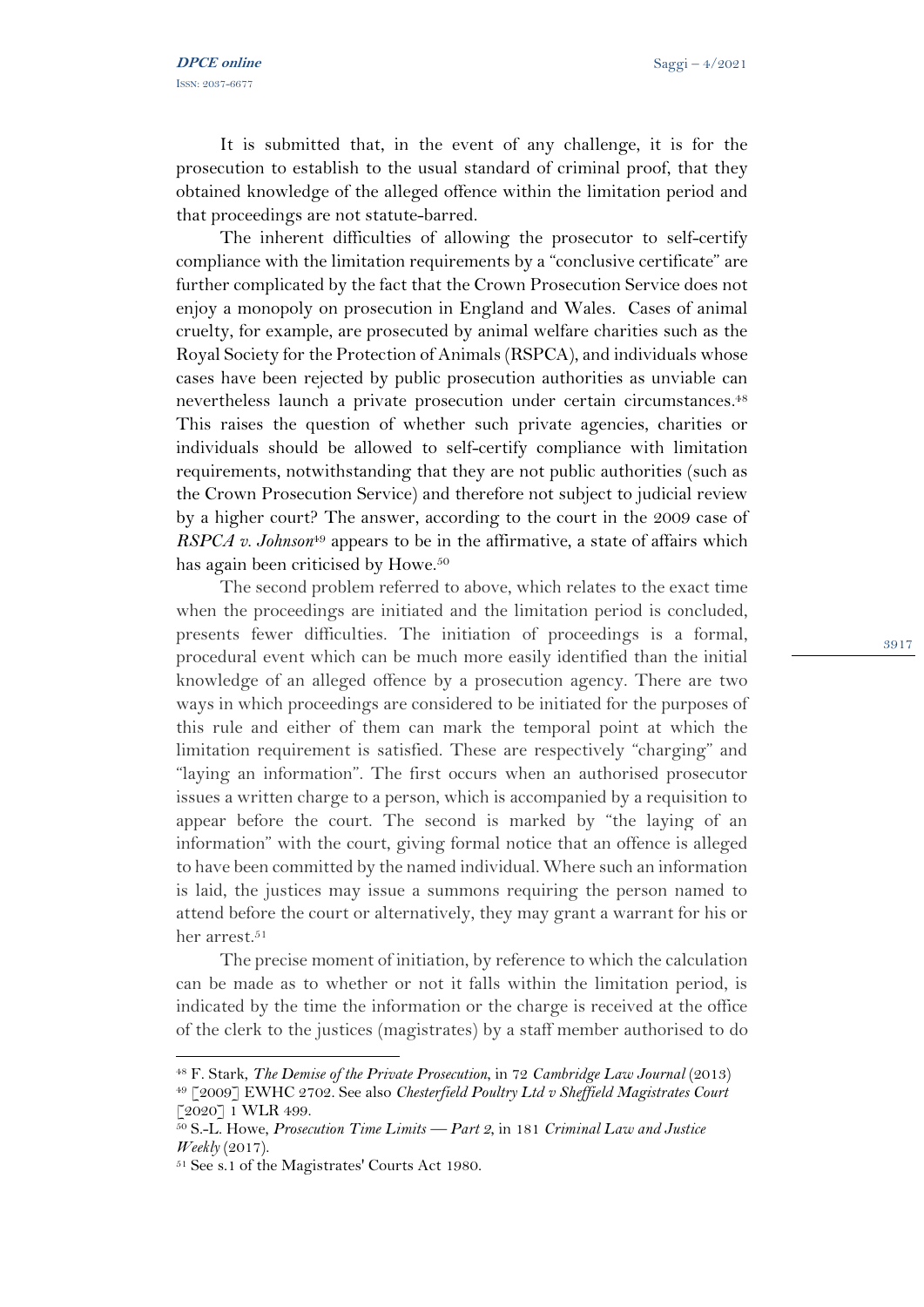It is submitted that, in the event of any challenge, it is for the prosecution to establish to the usual standard of criminal proof, that they obtained knowledge of the alleged offence within the limitation period and that proceedings are not statute-barred.

The inherent difficulties of allowing the prosecutor to self-certify compliance with the limitation requirements by a "conclusive certificate" are further complicated by the fact that the Crown Prosecution Service does not enjoy a monopoly on prosecution in England and Wales. Cases of animal cruelty, for example, are prosecuted by animal welfare charities such as the Royal Society for the Protection of Animals (RSPCA), and individuals whose cases have been rejected by public prosecution authorities as unviable can nevertheless launch a private prosecution under certain circumstances.[48] This raises the question of whether such private agencies, charities or individuals should be allowed to self-certify compliance with limitation requirements, notwithstanding that they are not public authorities (such as the Crown Prosecution Service) and therefore not subject to judicial review by a higher court? The answer, according to the court in the 2009 case of *RSPCA v. Johnson*[49] appears to be in the affirmative, a state of affairs which has again been criticised by Howe.[50]

The second problem referred to above, which relates to the exact time when the proceedings are initiated and the limitation period is concluded, presents fewer difficulties. The initiation of proceedings is a formal, procedural event which can be much more easily identified than the initial knowledge of an alleged offence by a prosecution agency. There are two ways in which proceedings are considered to be initiated for the purposes of this rule and either of them can mark the temporal point at which the limitation requirement is satisfied. These are respectively "charging" and "laying an information". The first occurs when an authorised prosecutor issues a written charge to a person, which is accompanied by a requisition to appear before the court. The second is marked by "the laying of an information" with the court, giving formal notice that an offence is alleged to have been committed by the named individual. Where such an information is laid, the justices may issue a summons requiring the person named to attend before the court or alternatively, they may grant a warrant for his or her arrest.[51]

The precise moment of initiation, by reference to which the calculation can be made as to whether or not it falls within the limitation period, is indicated by the time the information or the charge is received at the office of the clerk to the justices (magistrates) by a staff member authorised to do

---

[48] F. Stark, *The Demise of the Private Prosecution*, in 72 *Cambridge Law Journal* (2013)

[49] [2009] EWHC 2702. See also *Chesterfield Poultry Ltd v Sheffield Magistrates Court* [2020] 1 WLR 499.

[50] S.-L. Howe, *Prosecution Time Limits — Part 2*, in 181 *Criminal Law and Justice Weekly* (2017).

[51] See s.1 of the Magistrates' Courts Act 1980.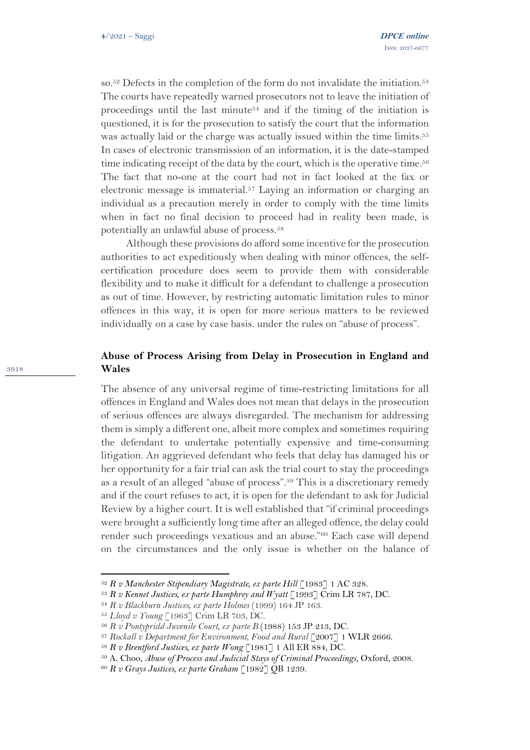so.[52] Defects in the completion of the form do not invalidate the initiation.[53] The courts have repeatedly warned prosecutors not to leave the initiation of proceedings until the last minute[54] and if the timing of the initiation is questioned, it is for the prosecution to satisfy the court that the information was actually laid or the charge was actually issued within the time limits.[55] In cases of electronic transmission of an information, it is the date-stamped time indicating receipt of the data by the court, which is the operative time.[56] The fact that no-one at the court had not in fact looked at the fax or electronic message is immaterial.[57] Laying an information or charging an individual as a precaution merely in order to comply with the time limits when in fact no final decision to proceed had in reality been made, is potentially an unlawful abuse of process.[58]

Although these provisions do afford some incentive for the prosecution authorities to act expeditiously when dealing with minor offences, the self-certification procedure does seem to provide them with considerable flexibility and to make it difficult for a defendant to challenge a prosecution as out of time. However, by restricting automatic limitation rules to minor offences in this way, it is open for more serious matters to be reviewed individually on a case by case basis. under the rules on "abuse of process".

## Abuse of Process Arising from Delay in Prosecution in England and Wales

The absence of any universal regime of time-restricting limitations for all offences in England and Wales does not mean that delays in the prosecution of serious offences are always disregarded. The mechanism for addressing them is simply a different one, albeit more complex and sometimes requiring the defendant to undertake potentially expensive and time-consuming litigation. An aggrieved defendant who feels that delay has damaged his or her opportunity for a fair trial can ask the trial court to stay the proceedings as a result of an alleged "abuse of process".[59] This is a discretionary remedy and if the court refuses to act, it is open for the defendant to ask for Judicial Review by a higher court. It is well established that "if criminal proceedings were brought a sufficiently long time after an alleged offence, the delay could render such proceedings vexatious and an abuse."[60] Each case will depend on the circumstances and the only issue is whether on the balance of

---

[52] *R v Manchester Stipendiary Magistrate, ex parte Hill* [1983] 1 AC 328.

[53] *R v Kennet Justices, ex parte Humphrey and Wyatt* [1993] Crim LR 787, DC.

[54] *R v Blackburn Justices, ex parte Holmes* (1999) 164 JP 163.

[55] *Lloyd v Young* [1963] Crim LR 703, DC.

[56] *R v Pontypridd Juvenile Court, ex parte B* (1988) 153 JP 213, DC.

[57] *Rockall v Department for Environment, Food and Rural* [2007] 1 WLR 2666.

[58] *R v Brentford Justices, ex parte Wong* [1981] 1 All ER 884, DC.

[59] A. Choo, *Abuse of Process and Judicial Stays of Criminal Proceedings*, Oxford, 2008.

[60] *R v Grays Justices, ex parte Graham* [1982] QB 1239.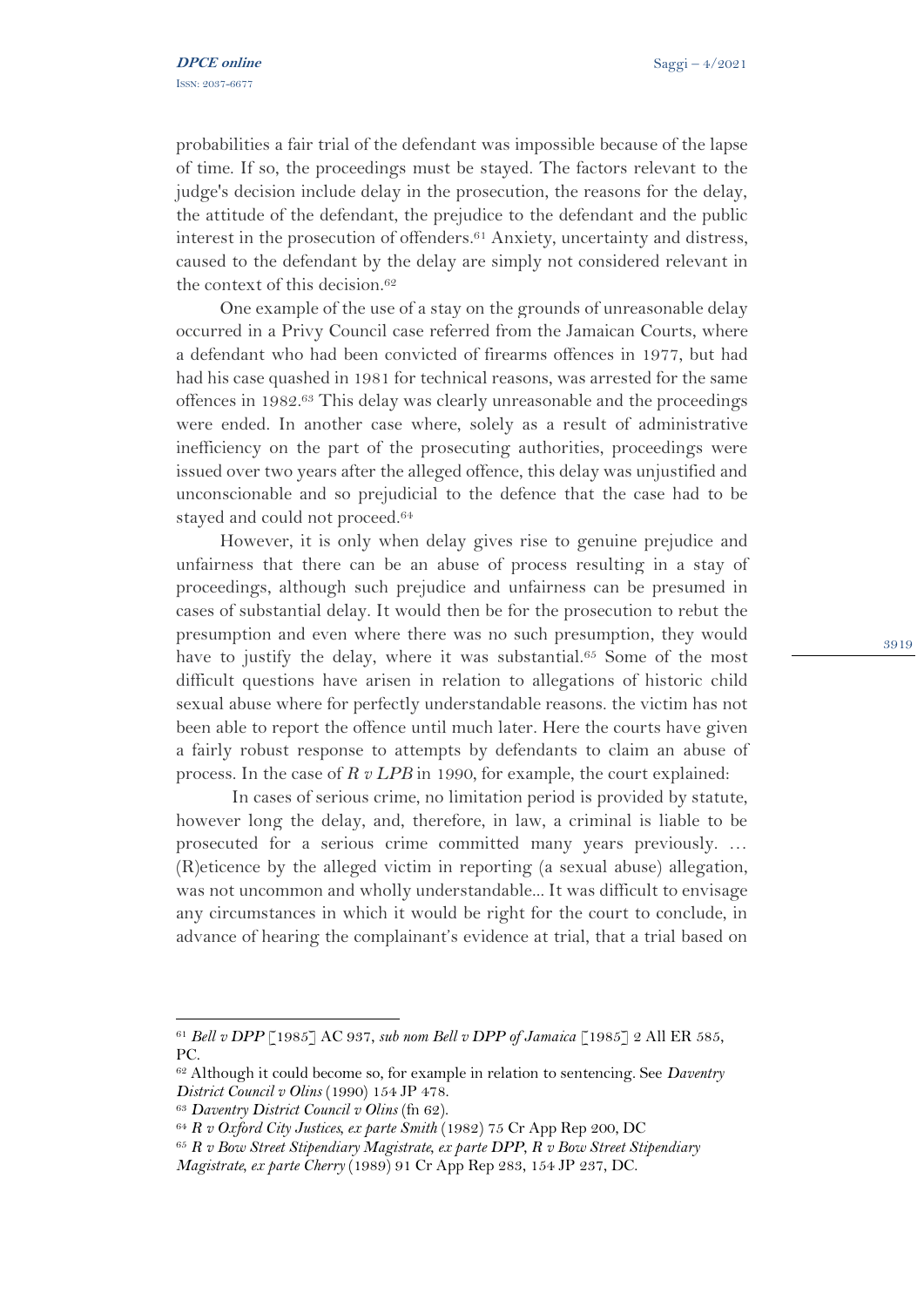probabilities a fair trial of the defendant was impossible because of the lapse of time. If so, the proceedings must be stayed. The factors relevant to the judge's decision include delay in the prosecution, the reasons for the delay, the attitude of the defendant, the prejudice to the defendant and the public interest in the prosecution of offenders.[61] Anxiety, uncertainty and distress, caused to the defendant by the delay are simply not considered relevant in the context of this decision.[62]

One example of the use of a stay on the grounds of unreasonable delay occurred in a Privy Council case referred from the Jamaican Courts, where a defendant who had been convicted of firearms offences in 1977, but had had his case quashed in 1981 for technical reasons, was arrested for the same offences in 1982.[63] This delay was clearly unreasonable and the proceedings were ended. In another case where, solely as a result of administrative inefficiency on the part of the prosecuting authorities, proceedings were issued over two years after the alleged offence, this delay was unjustified and unconscionable and so prejudicial to the defence that the case had to be stayed and could not proceed.[64]

However, it is only when delay gives rise to genuine prejudice and unfairness that there can be an abuse of process resulting in a stay of proceedings, although such prejudice and unfairness can be presumed in cases of substantial delay. It would then be for the prosecution to rebut the presumption and even where there was no such presumption, they would have to justify the delay, where it was substantial.[65] Some of the most difficult questions have arisen in relation to allegations of historic child sexual abuse where for perfectly understandable reasons. the victim has not been able to report the offence until much later. Here the courts have given a fairly robust response to attempts by defendants to claim an abuse of process. In the case of *R v LPB* in 1990, for example, the court explained:

In cases of serious crime, no limitation period is provided by statute, however long the delay, and, therefore, in law, a criminal is liable to be prosecuted for a serious crime committed many years previously. … (R)eticence by the alleged victim in reporting (a sexual abuse) allegation, was not uncommon and wholly understandable... It was difficult to envisage any circumstances in which it would be right for the court to conclude, in advance of hearing the complainant's evidence at trial, that a trial based on

---

[61] *Bell v DPP* [1985] AC 937, *sub nom Bell v DPP of Jamaica* [1985] 2 All ER 585, PC.

[62] Although it could become so, for example in relation to sentencing. See *Daventry District Council v Olins* (1990) 154 JP 478.

[63] *Daventry District Council v Olins* (fn 62).

[64] *R v Oxford City Justices, ex parte Smith* (1982) 75 Cr App Rep 200, DC

[65] *R v Bow Street Stipendiary Magistrate, ex parte DPP, R v Bow Street Stipendiary Magistrate, ex parte Cherry* (1989) 91 Cr App Rep 283, 154 JP 237, DC.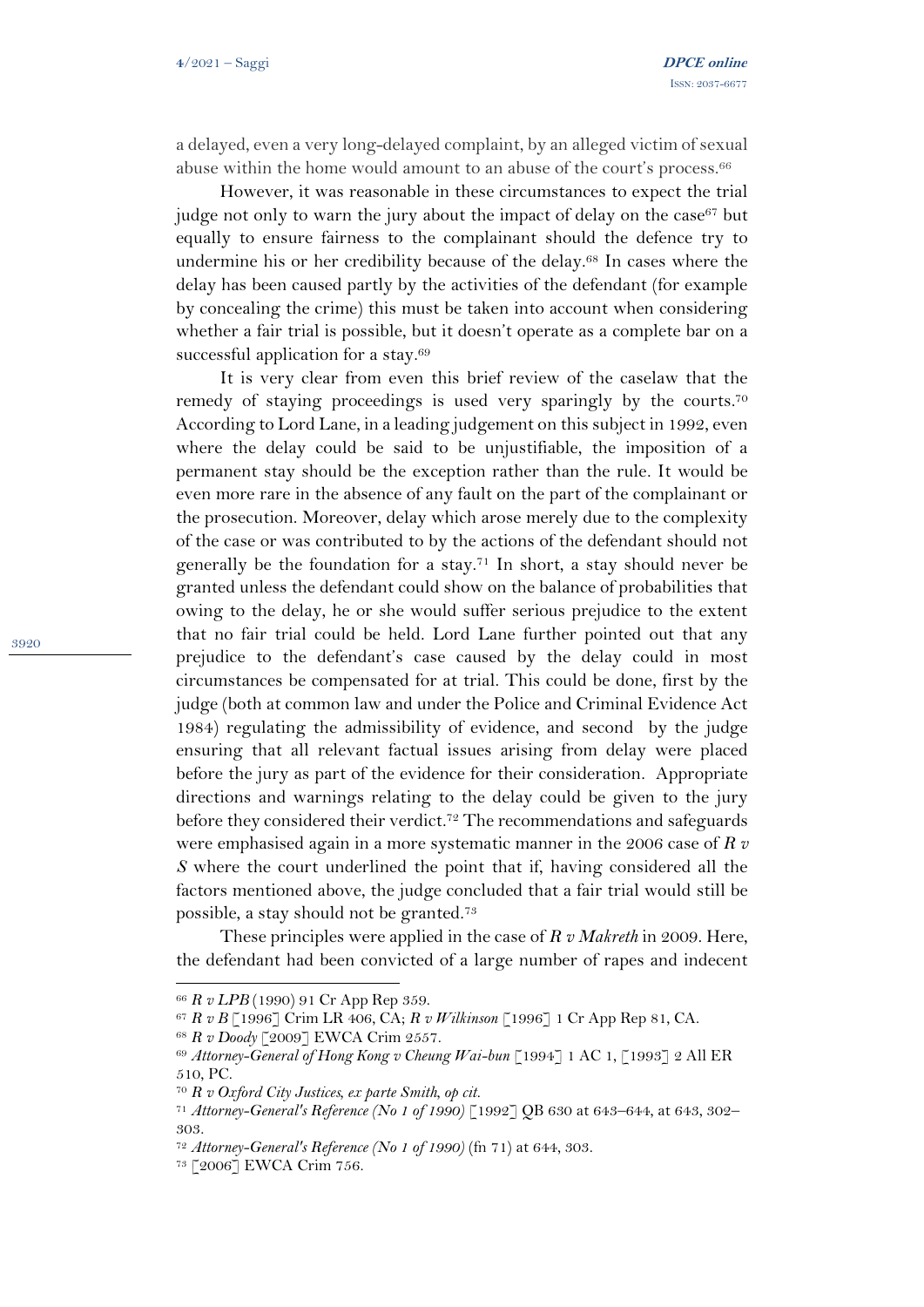a delayed, even a very long-delayed complaint, by an alleged victim of sexual abuse within the home would amount to an abuse of the court's process.[66]

However, it was reasonable in these circumstances to expect the trial judge not only to warn the jury about the impact of delay on the case[67] but equally to ensure fairness to the complainant should the defence try to undermine his or her credibility because of the delay.[68] In cases where the delay has been caused partly by the activities of the defendant (for example by concealing the crime) this must be taken into account when considering whether a fair trial is possible, but it doesn't operate as a complete bar on a successful application for a stay.[69]

It is very clear from even this brief review of the caselaw that the remedy of staying proceedings is used very sparingly by the courts.[70] According to Lord Lane, in a leading judgement on this subject in 1992, even where the delay could be said to be unjustifiable, the imposition of a permanent stay should be the exception rather than the rule. It would be even more rare in the absence of any fault on the part of the complainant or the prosecution. Moreover, delay which arose merely due to the complexity of the case or was contributed to by the actions of the defendant should not generally be the foundation for a stay.[71] In short, a stay should never be granted unless the defendant could show on the balance of probabilities that owing to the delay, he or she would suffer serious prejudice to the extent that no fair trial could be held. Lord Lane further pointed out that any prejudice to the defendant's case caused by the delay could in most circumstances be compensated for at trial. This could be done, first by the judge (both at common law and under the Police and Criminal Evidence Act 1984) regulating the admissibility of evidence, and second by the judge ensuring that all relevant factual issues arising from delay were placed before the jury as part of the evidence for their consideration. Appropriate directions and warnings relating to the delay could be given to the jury before they considered their verdict.[72] The recommendations and safeguards were emphasised again in a more systematic manner in the 2006 case of *R v S* where the court underlined the point that if, having considered all the factors mentioned above, the judge concluded that a fair trial would still be possible, a stay should not be granted.[73]

These principles were applied in the case of *R v Makreth* in 2009. Here, the defendant had been convicted of a large number of rapes and indecent

---

[66] *R v LPB* (1990) 91 Cr App Rep 359.

[67] *R v B* [1996] Crim LR 406, CA; *R v Wilkinson* [1996] 1 Cr App Rep 81, CA.

[68] *R v Doody* [2009] EWCA Crim 2557.

[69] *Attorney-General of Hong Kong v Cheung Wai-bun* [1994] 1 AC 1, [1993] 2 All ER 510, PC.

[70] *R v Oxford City Justices, ex parte Smith, op cit.*

[71] *Attorney-General's Reference (No 1 of 1990)* [1992] QB 630 at 643–644, at 643, 302–303.

[72] *Attorney-General's Reference (No 1 of 1990)* (fn 71) at 644, 303.

[73] [2006] EWCA Crim 756.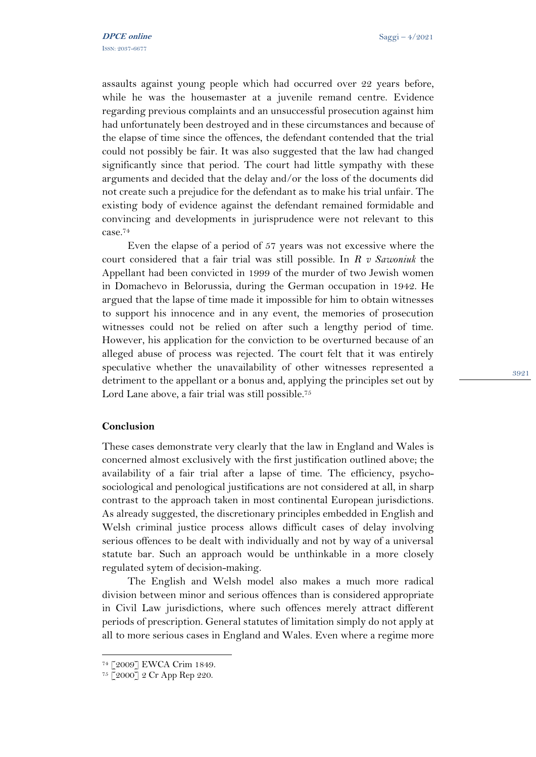assaults against young people which had occurred over 22 years before, while he was the housemaster at a juvenile remand centre. Evidence regarding previous complaints and an unsuccessful prosecution against him had unfortunately been destroyed and in these circumstances and because of the elapse of time since the offences, the defendant contended that the trial could not possibly be fair. It was also suggested that the law had changed significantly since that period. The court had little sympathy with these arguments and decided that the delay and/or the loss of the documents did not create such a prejudice for the defendant as to make his trial unfair. The existing body of evidence against the defendant remained formidable and convincing and developments in jurisprudence were not relevant to this case.[74]

Even the elapse of a period of 57 years was not excessive where the court considered that a fair trial was still possible. In *R v Sawoniuk* the Appellant had been convicted in 1999 of the murder of two Jewish women in Domachevo in Belorussia, during the German occupation in 1942. He argued that the lapse of time made it impossible for him to obtain witnesses to support his innocence and in any event, the memories of prosecution witnesses could not be relied on after such a lengthy period of time. However, his application for the conviction to be overturned because of an alleged abuse of process was rejected. The court felt that it was entirely speculative whether the unavailability of other witnesses represented a detriment to the appellant or a bonus and, applying the principles set out by Lord Lane above, a fair trial was still possible.[75]

## Conclusion

These cases demonstrate very clearly that the law in England and Wales is concerned almost exclusively with the first justification outlined above; the availability of a fair trial after a lapse of time. The efficiency, psycho-sociological and penological justifications are not considered at all, in sharp contrast to the approach taken in most continental European jurisdictions. As already suggested, the discretionary principles embedded in English and Welsh criminal justice process allows difficult cases of delay involving serious offences to be dealt with individually and not by way of a universal statute bar. Such an approach would be unthinkable in a more closely regulated sytem of decision-making.

The English and Welsh model also makes a much more radical division between minor and serious offences than is considered appropriate in Civil Law jurisdictions, where such offences merely attract different periods of prescription. General statutes of limitation simply do not apply at all to more serious cases in England and Wales. Even where a regime more

[74] [2009] EWCA Crim 1849.

[75] [2000] 2 Cr App Rep 220.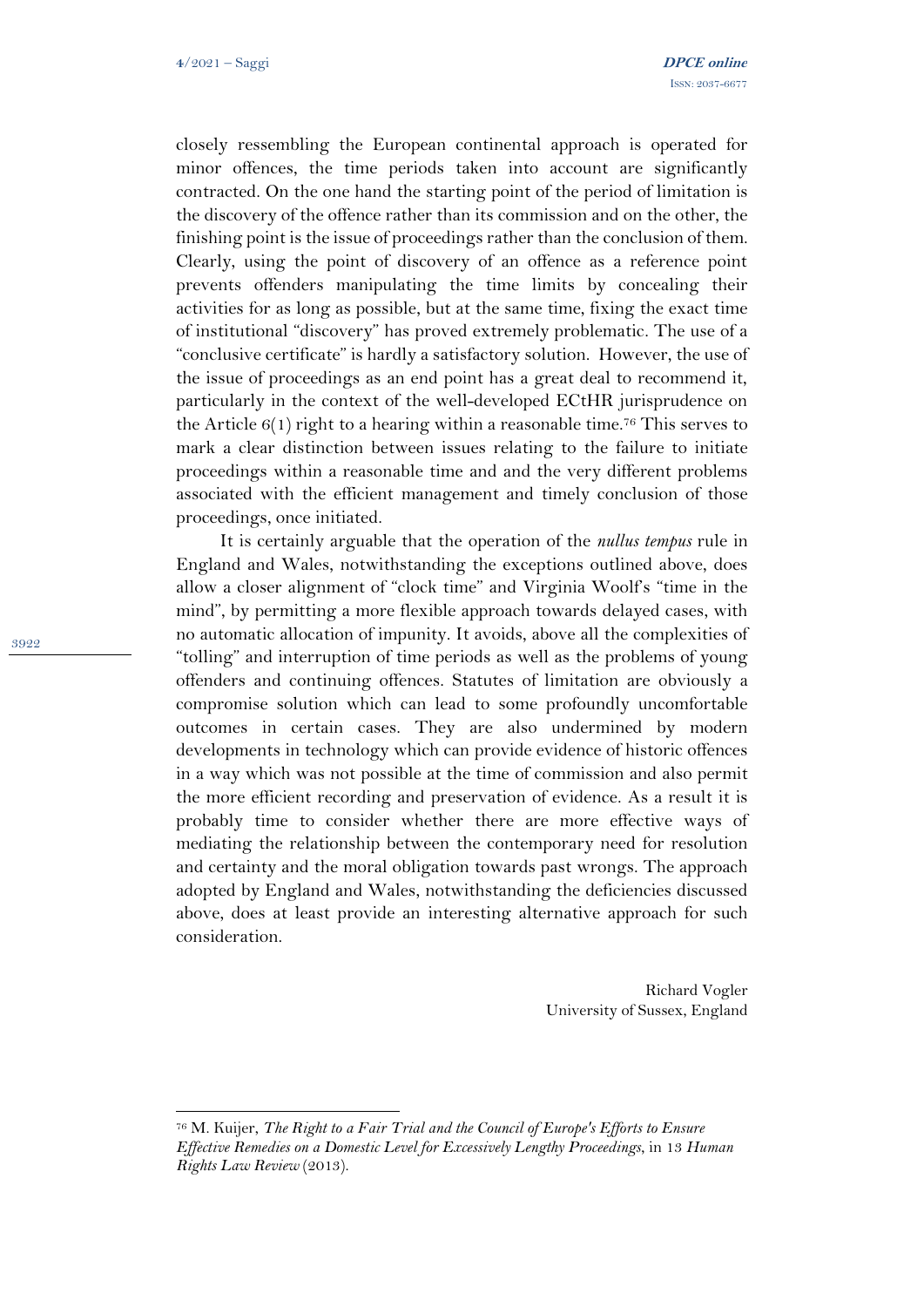closely ressembling the European continental approach is operated for minor offences, the time periods taken into account are significantly contracted. On the one hand the starting point of the period of limitation is the discovery of the offence rather than its commission and on the other, the finishing point is the issue of proceedings rather than the conclusion of them. Clearly, using the point of discovery of an offence as a reference point prevents offenders manipulating the time limits by concealing their activities for as long as possible, but at the same time, fixing the exact time of institutional "discovery" has proved extremely problematic. The use of a "conclusive certificate" is hardly a satisfactory solution. However, the use of the issue of proceedings as an end point has a great deal to recommend it, particularly in the context of the well-developed ECtHR jurisprudence on the Article 6(1) right to a hearing within a reasonable time.[76] This serves to mark a clear distinction between issues relating to the failure to initiate proceedings within a reasonable time and and the very different problems associated with the efficient management and timely conclusion of those proceedings, once initiated.

It is certainly arguable that the operation of the *nullus tempus* rule in England and Wales, notwithstanding the exceptions outlined above, does allow a closer alignment of "clock time" and Virginia Woolf's "time in the mind", by permitting a more flexible approach towards delayed cases, with no automatic allocation of impunity. It avoids, above all the complexities of "tolling" and interruption of time periods as well as the problems of young offenders and continuing offences. Statutes of limitation are obviously a compromise solution which can lead to some profoundly uncomfortable outcomes in certain cases. They are also undermined by modern developments in technology which can provide evidence of historic offences in a way which was not possible at the time of commission and also permit the more efficient recording and preservation of evidence. As a result it is probably time to consider whether there are more effective ways of mediating the relationship between the contemporary need for resolution and certainty and the moral obligation towards past wrongs. The approach adopted by England and Wales, notwithstanding the deficiencies discussed above, does at least provide an interesting alternative approach for such consideration.

Richard Vogler
University of Sussex, England

---

[76] M. Kuijer, *The Right to a Fair Trial and the Council of Europe's Efforts to Ensure Effective Remedies on a Domestic Level for Excessively Lengthy Proceedings*, in 13 *Human Rights Law Review* (2013).